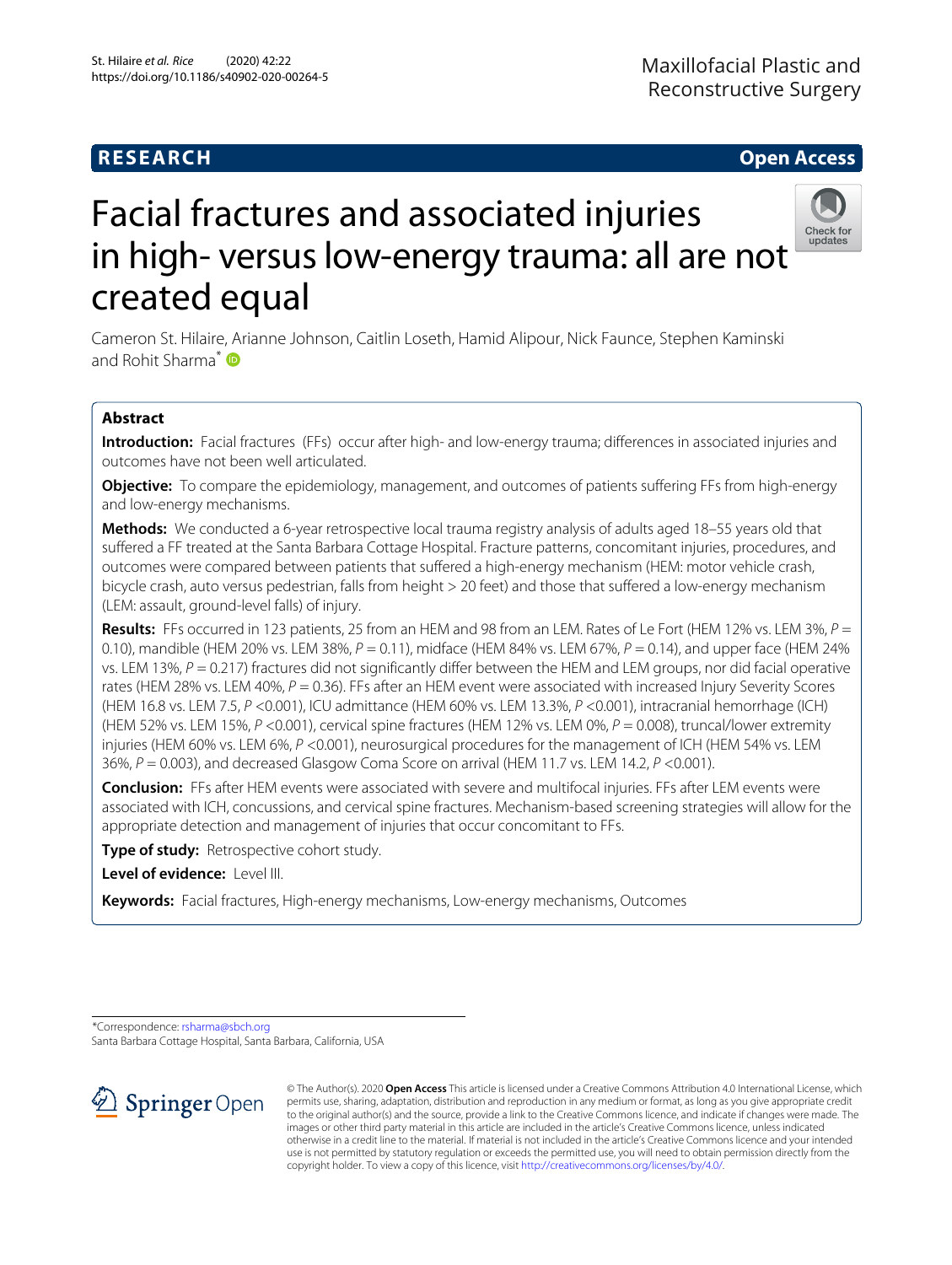RESEARCH

Open Access

# Facial fractures and associated injuries in high- versus low-energy trauma: all are not created equal

Cameron St. Hilaire, Arianne Johnson, Caitlin Loseth, Hamid Alipour, Nick Faunce, Stephen Kaminski and Rohit Sharma*

## Abstract

**Introduction:** Facial fractures (FFs) occur after high- and low-energy trauma; differences in associated injuries and outcomes have not been well articulated.

**Objective:** To compare the epidemiology, management, and outcomes of patients suffering FFs from high-energy and low-energy mechanisms.

**Methods:** We conducted a 6-year retrospective local trauma registry analysis of adults aged 18–55 years old that suffered a FF treated at the Santa Barbara Cottage Hospital. Fracture patterns, concomitant injuries, procedures, and outcomes were compared between patients that suffered a high-energy mechanism (HEM: motor vehicle crash, bicycle crash, auto versus pedestrian, falls from height > 20 feet) and those that suffered a low-energy mechanism (LEM: assault, ground-level falls) of injury.

**Results:** FFs occurred in 123 patients, 25 from an HEM and 98 from an LEM. Rates of Le Fort (HEM 12% vs. LEM 3%, $P = 0.10$), mandible (HEM 20% vs. LEM 38%, $P = 0.11$), midface (HEM 84% vs. LEM 67%, $P = 0.14$), and upper face (HEM 24% vs. LEM 13%, $P = 0.217$) fractures did not significantly differ between the HEM and LEM groups, nor did facial operative rates (HEM 28% vs. LEM 40%, $P = 0.36$). FFs after an HEM event were associated with increased Injury Severity Scores (HEM 16.8 vs. LEM 7.5, $P < 0.001$), ICU admittance (HEM 60% vs. LEM 13.3%, $P < 0.001$), intracranial hemorrhage (ICH) (HEM 52% vs. LEM 15%, $P < 0.001$), cervical spine fractures (HEM 12% vs. LEM 0%, $P = 0.008$), truncal/lower extremity injuries (HEM 60% vs. LEM 6%, $P < 0.001$), neurosurgical procedures for the management of ICH (HEM 54% vs. LEM 36%, $P = 0.003$), and decreased Glasgow Coma Score on arrival (HEM 11.7 vs. LEM 14.2, $P < 0.001$).

**Conclusion:** FFs after HEM events were associated with severe and multifocal injuries. FFs after LEM events were associated with ICH, concussions, and cervical spine fractures. Mechanism-based screening strategies will allow for the appropriate detection and management of injuries that occur concomitant to FFs.

**Type of study:** Retrospective cohort study.

**Level of evidence:** Level III.

**Keywords:** Facial fractures, High-energy mechanisms, Low-energy mechanisms, Outcomes

*Correspondence: rsharma@sbch.org
Santa Barbara Cottage Hospital, Santa Barbara, California, USA

© The Author(s). 2020 **Open Access** This article is licensed under a Creative Commons Attribution 4.0 International License, which permits use, sharing, adaptation, distribution and reproduction in any medium or format, as long as you give appropriate credit to the original author(s) and the source, provide a link to the Creative Commons licence, and indicate if changes were made. The images or other third party material in this article are included in the article's Creative Commons licence, unless indicated otherwise in a credit line to the material. If material is not included in the article's Creative Commons licence and your intended use is not permitted by statutory regulation or exceeds the permitted use, you will need to obtain permission directly from the copyright holder. To view a copy of this licence, visit http://creativecommons.org/licenses/by/4.0/.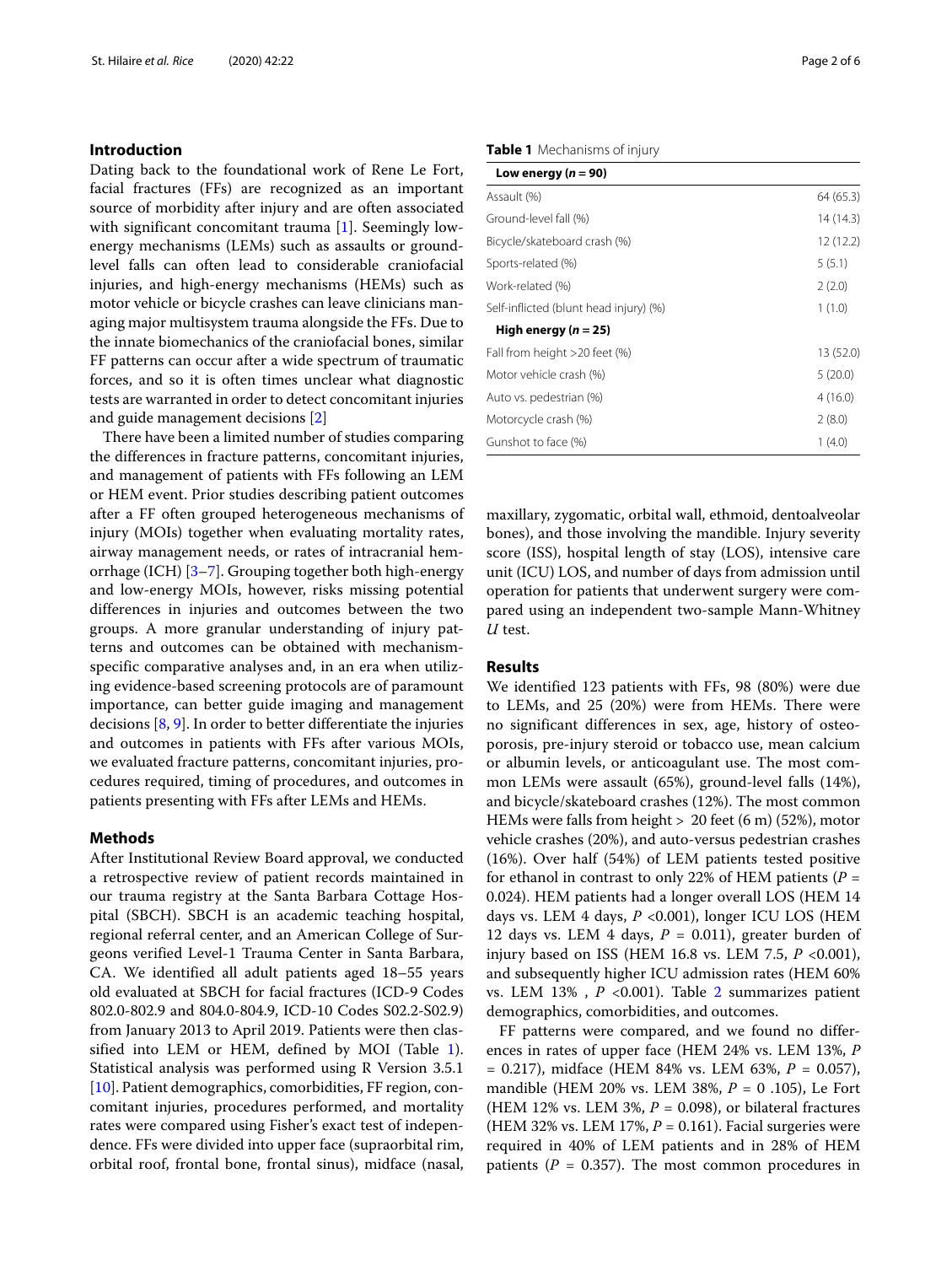## Introduction

Dating back to the foundational work of Rene Le Fort, facial fractures (FFs) are recognized as an important source of morbidity after injury and are often associated with significant concomitant trauma [1]. Seemingly low-energy mechanisms (LEMs) such as assaults or ground-level falls can often lead to considerable craniofacial injuries, and high-energy mechanisms (HEMs) such as motor vehicle or bicycle crashes can leave clinicians managing major multisystem trauma alongside the FFs. Due to the innate biomechanics of the craniofacial bones, similar FF patterns can occur after a wide spectrum of traumatic forces, and so it is often times unclear what diagnostic tests are warranted in order to detect concomitant injuries and guide management decisions [2]

There have been a limited number of studies comparing the differences in fracture patterns, concomitant injuries, and management of patients with FFs following an LEM or HEM event. Prior studies describing patient outcomes after a FF often grouped heterogeneous mechanisms of injury (MOIs) together when evaluating mortality rates, airway management needs, or rates of intracranial hemorrhage (ICH) [3–7]. Grouping together both high-energy and low-energy MOIs, however, risks missing potential differences in injuries and outcomes between the two groups. A more granular understanding of injury patterns and outcomes can be obtained with mechanism-specific comparative analyses and, in an era when utilizing evidence-based screening protocols are of paramount importance, can better guide imaging and management decisions [8, 9]. In order to better differentiate the injuries and outcomes in patients with FFs after various MOIs, we evaluated fracture patterns, concomitant injuries, procedures required, timing of procedures, and outcomes in patients presenting with FFs after LEMs and HEMs.

## Methods

After Institutional Review Board approval, we conducted a retrospective review of patient records maintained in our trauma registry at the Santa Barbara Cottage Hospital (SBCH). SBCH is an academic teaching hospital, regional referral center, and an American College of Surgeons verified Level-1 Trauma Center in Santa Barbara, CA. We identified all adult patients aged 18–55 years old evaluated at SBCH for facial fractures (ICD-9 Codes 802.0-802.9 and 804.0-804.9, ICD-10 Codes S02.2-S02.9) from January 2013 to April 2019. Patients were then classified into LEM or HEM, defined by MOI (Table 1). Statistical analysis was performed using R Version 3.5.1 [10]. Patient demographics, comorbidities, FF region, concomitant injuries, procedures performed, and mortality rates were compared using Fisher's exact test of independence. FFs were divided into upper face (supraorbital rim, orbital roof, frontal bone, frontal sinus), midface (nasal, maxillary, zygomatic, orbital wall, ethmoid, dentoalveolar bones), and those involving the mandible. Injury severity score (ISS), hospital length of stay (LOS), intensive care unit (ICU) LOS, and number of days from admission until operation for patients that underwent surgery were compared using an independent two-sample Mann-Whitney *U* test.

**Table 1** Mechanisms of injury

| **Low energy ($n$ = 90)** | |
|---|---|
| Assault (%) | 64 (65.3) |
| Ground-level fall (%) | 14 (14.3) |
| Bicycle/skateboard crash (%) | 12 (12.2) |
| Sports-related (%) | 5 (5.1) |
| Work-related (%) | 2 (2.0) |
| Self-inflicted (blunt head injury) (%) | 1 (1.0) |
| **High energy ($n$ = 25)** | |
| Fall from height >20 feet (%) | 13 (52.0) |
| Motor vehicle crash (%) | 5 (20.0) |
| Auto vs. pedestrian (%) | 4 (16.0) |
| Motorcycle crash (%) | 2 (8.0) |
| Gunshot to face (%) | 1 (4.0) |

## Results

We identified 123 patients with FFs, 98 (80%) were due to LEMs, and 25 (20%) were from HEMs. There were no significant differences in sex, age, history of osteoporosis, pre-injury steroid or tobacco use, mean calcium or albumin levels, or anticoagulant use. The most common LEMs were assault (65%), ground-level falls (14%), and bicycle/skateboard crashes (12%). The most common HEMs were falls from height > 20 feet (6 m) (52%), motor vehicle crashes (20%), and auto-versus pedestrian crashes (16%). Over half (54%) of LEM patients tested positive for ethanol in contrast to only 22% of HEM patients ($P$ = 0.024). HEM patients had a longer overall LOS (HEM 14 days vs. LEM 4 days, $P$ <0.001), longer ICU LOS (HEM 12 days vs. LEM 4 days, $P$ = 0.011), greater burden of injury based on ISS (HEM 16.8 vs. LEM 7.5, $P$ <0.001), and subsequently higher ICU admission rates (HEM 60% vs. LEM 13% , $P$ <0.001). Table 2 summarizes patient demographics, comorbidities, and outcomes.

FF patterns were compared, and we found no differences in rates of upper face (HEM 24% vs. LEM 13%, $P$ = 0.217), midface (HEM 84% vs. LEM 63%, $P$ = 0.057), mandible (HEM 20% vs. LEM 38%, $P$ = 0 .105), Le Fort (HEM 12% vs. LEM 3%, $P$ = 0.098), or bilateral fractures (HEM 32% vs. LEM 17%, $P$ = 0.161). Facial surgeries were required in 40% of LEM patients and in 28% of HEM patients ($P$ = 0.357). The most common procedures in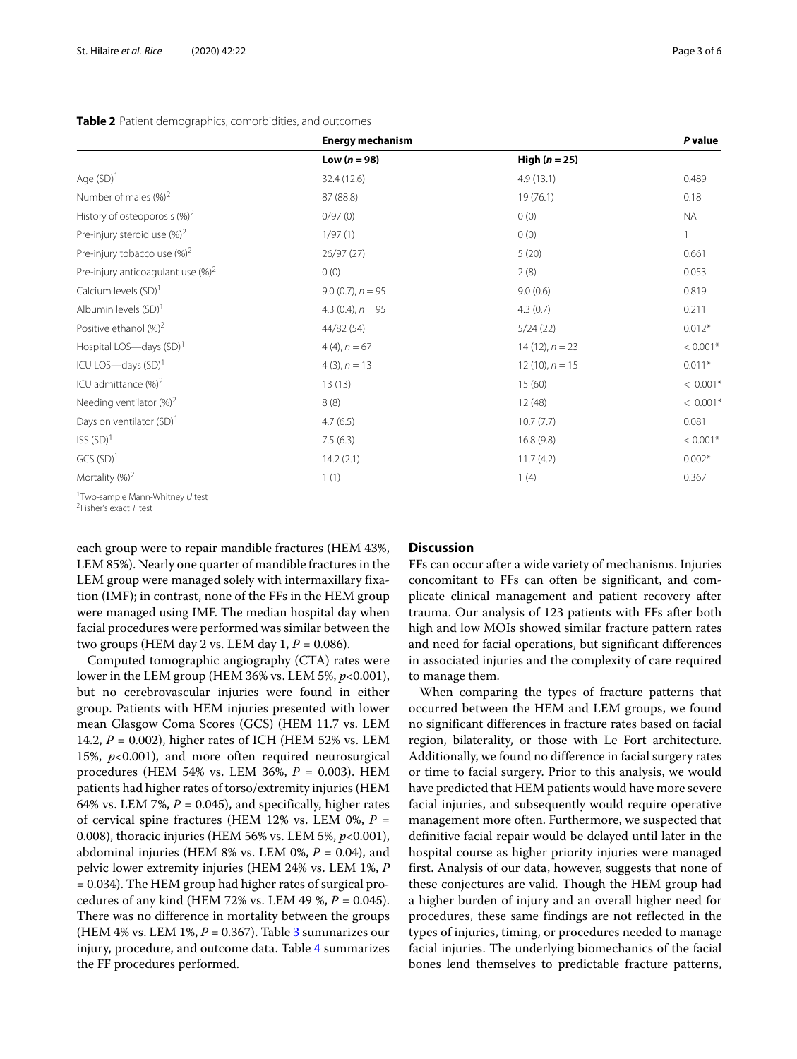**Table 2** Patient demographics, comorbidities, and outcomes

| | Energy mechanism | | *P* value |
|---|---|---|---|
| | **Low (*n* = 98)** | **High (*n* = 25)** | |
| Age (SD)[1] | 32.4 (12.6) | 4.9 (13.1) | 0.489 |
| Number of males (%)[2] | 87 (88.8) | 19 (76.1) | 0.18 |
| History of osteoporosis (%)[2] | 0/97 (0) | 0 (0) | NA |
| Pre-injury steroid use (%)[2] | 1/97 (1) | 0 (0) | 1 |
| Pre-injury tobacco use (%)[2] | 26/97 (27) | 5 (20) | 0.661 |
| Pre-injury anticoagulant use (%)[2] | 0 (0) | 2 (8) | 0.053 |
| Calcium levels (SD)[1] | 9.0 (0.7), *n* = 95 | 9.0 (0.6) | 0.819 |
| Albumin levels (SD)[1] | 4.3 (0.4), *n* = 95 | 4.3 (0.7) | 0.211 |
| Positive ethanol (%)[2] | 44/82 (54) | 5/24 (22) | 0.012* |
| Hospital LOS—days (SD)[1] | 4 (4), *n* = 67 | 14 (12), *n* = 23 | < 0.001* |
| ICU LOS—days (SD)[1] | 4 (3), *n* = 13 | 12 (10), *n* = 15 | 0.011* |
| ICU admittance (%)[2] | 13 (13) | 15 (60) | < 0.001* |
| Needing ventilator (%)[2] | 8 (8) | 12 (48) | < 0.001* |
| Days on ventilator (SD)[1] | 4.7 (6.5) | 10.7 (7.7) | 0.081 |
| ISS (SD)[1] | 7.5 (6.3) | 16.8 (9.8) | < 0.001* |
| GCS (SD)[1] | 14.2 (2.1) | 11.7 (4.2) | 0.002* |
| Mortality (%)[2] | 1 (1) | 1 (4) | 0.367 |

[1] Two-sample Mann-Whitney *U* test
[2] Fisher's exact *T* test

each group were to repair mandible fractures (HEM 43%, LEM 85%). Nearly one quarter of mandible fractures in the LEM group were managed solely with intermaxillary fixation (IMF); in contrast, none of the FFs in the HEM group were managed using IMF. The median hospital day when facial procedures were performed was similar between the two groups (HEM day 2 vs. LEM day 1, $P = 0.086$).

Computed tomographic angiography (CTA) rates were lower in the LEM group (HEM 36% vs. LEM 5%, $p<0.001$), but no cerebrovascular injuries were found in either group. Patients with HEM injuries presented with lower mean Glasgow Coma Scores (GCS) (HEM 11.7 vs. LEM 14.2, $P = 0.002$), higher rates of ICH (HEM 52% vs. LEM 15%, $p<0.001$), and more often required neurosurgical procedures (HEM 54% vs. LEM 36%, $P = 0.003$). HEM patients had higher rates of torso/extremity injuries (HEM 64% vs. LEM 7%, $P = 0.045$), and specifically, higher rates of cervical spine fractures (HEM 12% vs. LEM 0%, $P = 0.008$), thoracic injuries (HEM 56% vs. LEM 5%, $p<0.001$), abdominal injuries (HEM 8% vs. LEM 0%, $P = 0.04$), and pelvic lower extremity injuries (HEM 24% vs. LEM 1%, $P = 0.034$). The HEM group had higher rates of surgical procedures of any kind (HEM 72% vs. LEM 49 %, $P = 0.045$). There was no difference in mortality between the groups (HEM 4% vs. LEM 1%, $P = 0.367$). Table 3 summarizes our injury, procedure, and outcome data. Table 4 summarizes the FF procedures performed.

## Discussion

FFs can occur after a wide variety of mechanisms. Injuries concomitant to FFs can often be significant, and complicate clinical management and patient recovery after trauma. Our analysis of 123 patients with FFs after both high and low MOIs showed similar fracture pattern rates and need for facial operations, but significant differences in associated injuries and the complexity of care required to manage them.

When comparing the types of fracture patterns that occurred between the HEM and LEM groups, we found no significant differences in fracture rates based on facial region, bilaterality, or those with Le Fort architecture. Additionally, we found no difference in facial surgery rates or time to facial surgery. Prior to this analysis, we would have predicted that HEM patients would have more severe facial injuries, and subsequently would require operative management more often. Furthermore, we suspected that definitive facial repair would be delayed until later in the hospital course as higher priority injuries were managed first. Analysis of our data, however, suggests that none of these conjectures are valid. Though the HEM group had a higher burden of injury and an overall higher need for procedures, these same findings are not reflected in the types of injuries, timing, or procedures needed to manage facial injuries. The underlying biomechanics of the facial bones lend themselves to predictable fracture patterns,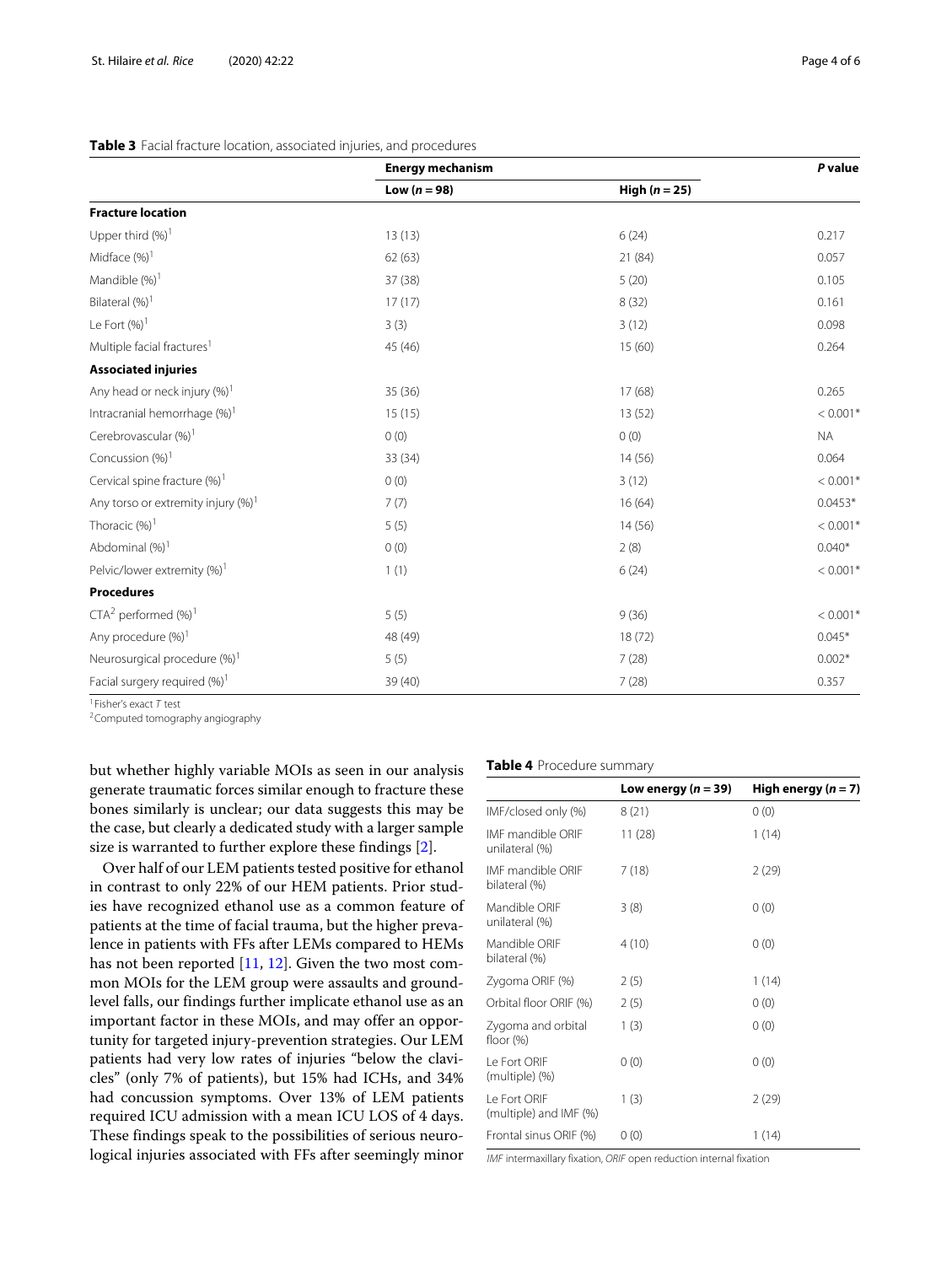**Table 3** Facial fracture location, associated injuries, and procedures

| | Energy mechanism | | P value |
|---|---|---|---|
| | Low (*n* = 98) | High (*n* = 25) | |
| **Fracture location** | | | |
| Upper third (%)[1] | 13 (13) | 6 (24) | 0.217 |
| Midface (%)[1] | 62 (63) | 21 (84) | 0.057 |
| Mandible (%)[1] | 37 (38) | 5 (20) | 0.105 |
| Bilateral (%)[1] | 17 (17) | 8 (32) | 0.161 |
| Le Fort (%)[1] | 3 (3) | 3 (12) | 0.098 |
| Multiple facial fractures[1] | 45 (46) | 15 (60) | 0.264 |
| **Associated injuries** | | | |
| Any head or neck injury (%)[1] | 35 (36) | 17 (68) | 0.265 |
| Intracranial hemorrhage (%)[1] | 15 (15) | 13 (52) | < 0.001* |
| Cerebrovascular (%)[1] | 0 (0) | 0 (0) | NA |
| Concussion (%)[1] | 33 (34) | 14 (56) | 0.064 |
| Cervical spine fracture (%)[1] | 0 (0) | 3 (12) | < 0.001* |
| Any torso or extremity injury (%)[1] | 7 (7) | 16 (64) | 0.0453* |
| Thoracic (%)[1] | 5 (5) | 14 (56) | < 0.001* |
| Abdominal (%)[1] | 0 (0) | 2 (8) | 0.040* |
| Pelvic/lower extremity (%)[1] | 1 (1) | 6 (24) | < 0.001* |
| **Procedures** | | | |
| CTA[2] performed (%)[1] | 5 (5) | 9 (36) | < 0.001* |
| Any procedure (%)[1] | 48 (49) | 18 (72) | 0.045* |
| Neurosurgical procedure (%)[1] | 5 (5) | 7 (28) | 0.002* |
| Facial surgery required (%)[1] | 39 (40) | 7 (28) | 0.357 |

[1] Fisher's exact *T* test
[2] Computed tomography angiography

but whether highly variable MOIs as seen in our analysis generate traumatic forces similar enough to fracture these bones similarly is unclear; our data suggests this may be the case, but clearly a dedicated study with a larger sample size is warranted to further explore these findings [2].

Over half of our LEM patients tested positive for ethanol in contrast to only 22% of our HEM patients. Prior studies have recognized ethanol use as a common feature of patients at the time of facial trauma, but the higher prevalence in patients with FFs after LEMs compared to HEMs has not been reported [11, 12]. Given the two most common MOIs for the LEM group were assaults and ground-level falls, our findings further implicate ethanol use as an important factor in these MOIs, and may offer an opportunity for targeted injury-prevention strategies. Our LEM patients had very low rates of injuries "below the clavicles" (only 7% of patients), but 15% had ICHs, and 34% had concussion symptoms. Over 13% of LEM patients required ICU admission with a mean ICU LOS of 4 days. These findings speak to the possibilities of serious neurological injuries associated with FFs after seemingly minor

**Table 4** Procedure summary

| | Low energy (*n* = 39) | High energy (*n* = 7) |
|---|---|---|
| IMF/closed only (%) | 8 (21) | 0 (0) |
| IMF mandible ORIF unilateral (%) | 11 (28) | 1 (14) |
| IMF mandible ORIF bilateral (%) | 7 (18) | 2 (29) |
| Mandible ORIF unilateral (%) | 3 (8) | 0 (0) |
| Mandible ORIF bilateral (%) | 4 (10) | 0 (0) |
| Zygoma ORIF (%) | 2 (5) | 1 (14) |
| Orbital floor ORIF (%) | 2 (5) | 0 (0) |
| Zygoma and orbital floor (%) | 1 (3) | 0 (0) |
| Le Fort ORIF (multiple) (%) | 0 (0) | 0 (0) |
| Le Fort ORIF (multiple) and IMF (%) | 1 (3) | 2 (29) |
| Frontal sinus ORIF (%) | 0 (0) | 1 (14) |

*IMF* intermaxillary fixation, *ORIF* open reduction internal fixation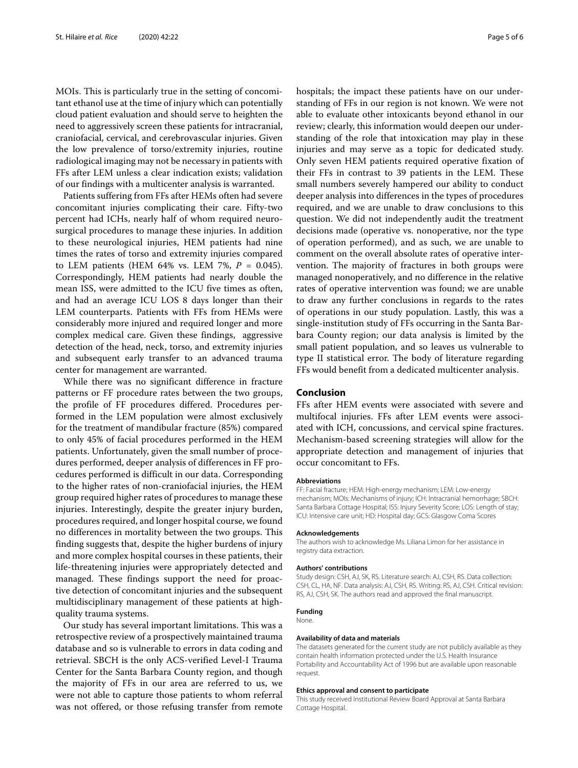MOIs. This is particularly true in the setting of concomitant ethanol use at the time of injury which can potentially cloud patient evaluation and should serve to heighten the need to aggressively screen these patients for intracranial, craniofacial, cervical, and cerebrovascular injuries. Given the low prevalence of torso/extremity injuries, routine radiological imaging may not be necessary in patients with FFs after LEM unless a clear indication exists; validation of our findings with a multicenter analysis is warranted.

Patients suffering from FFs after HEMs often had severe concomitant injuries complicating their care. Fifty-two percent had ICHs, nearly half of whom required neurosurgical procedures to manage these injuries. In addition to these neurological injuries, HEM patients had nine times the rates of torso and extremity injuries compared to LEM patients (HEM 64% vs. LEM 7%, $P = 0.045$). Correspondingly, HEM patients had nearly double the mean ISS, were admitted to the ICU five times as often, and had an average ICU LOS 8 days longer than their LEM counterparts. Patients with FFs from HEMs were considerably more injured and required longer and more complex medical care. Given these findings, aggressive detection of the head, neck, torso, and extremity injuries and subsequent early transfer to an advanced trauma center for management are warranted.

While there was no significant difference in fracture patterns or FF procedure rates between the two groups, the profile of FF procedures differed. Procedures performed in the LEM population were almost exclusively for the treatment of mandibular fracture (85%) compared to only 45% of facial procedures performed in the HEM patients. Unfortunately, given the small number of procedures performed, deeper analysis of differences in FF procedures performed is difficult in our data. Corresponding to the higher rates of non-craniofacial injuries, the HEM group required higher rates of procedures to manage these injuries. Interestingly, despite the greater injury burden, procedures required, and longer hospital course, we found no differences in mortality between the two groups. This finding suggests that, despite the higher burdens of injury and more complex hospital courses in these patients, their life-threatening injuries were appropriately detected and managed. These findings support the need for proactive detection of concomitant injuries and the subsequent multidisciplinary management of these patients at high-quality trauma systems.

Our study has several important limitations. This was a retrospective review of a prospectively maintained trauma database and so is vulnerable to errors in data coding and retrieval. SBCH is the only ACS-verified Level-I Trauma Center for the Santa Barbara County region, and though the majority of FFs in our area are referred to us, we were not able to capture those patients to whom referral was not offered, or those refusing transfer from remote hospitals; the impact these patients have on our understanding of FFs in our region is not known. We were not able to evaluate other intoxicants beyond ethanol in our review; clearly, this information would deepen our understanding of the role that intoxication may play in these injuries and may serve as a topic for dedicated study. Only seven HEM patients required operative fixation of their FFs in contrast to 39 patients in the LEM. These small numbers severely hampered our ability to conduct deeper analysis into differences in the types of procedures required, and we are unable to draw conclusions to this question. We did not independently audit the treatment decisions made (operative vs. nonoperative, nor the type of operation performed), and as such, we are unable to comment on the overall absolute rates of operative intervention. The majority of fractures in both groups were managed nonoperatively, and no difference in the relative rates of operative intervention was found; we are unable to draw any further conclusions in regards to the rates of operations in our study population. Lastly, this was a single-institution study of FFs occurring in the Santa Barbara County region; our data analysis is limited by the small patient population, and so leaves us vulnerable to type II statistical error. The body of literature regarding FFs would benefit from a dedicated multicenter analysis.

## Conclusion

FFs after HEM events were associated with severe and multifocal injuries. FFs after LEM events were associated with ICH, concussions, and cervical spine fractures. Mechanism-based screening strategies will allow for the appropriate detection and management of injuries that occur concomitant to FFs.

#### Abbreviations

FF: Facial fracture; HEM: High-energy mechanism; LEM: Low-energy mechanism; MOIs: Mechanisms of injury; ICH: Intracranial hemorrhage; SBCH: Santa Barbara Cottage Hospital; ISS: Injury Severity Score; LOS: Length of stay; ICU: Intensive care unit; HD: Hospital day; GCS: Glasgow Coma Scores

#### Acknowledgements

The authors wish to acknowledge Ms. Liliana Limon for her assistance in registry data extraction.

#### Authors' contributions

Study design: CSH, AJ, SK, RS. Literature search: AJ, CSH, RS. Data collection: CSH, CL, HA, NF. Data analysis: AJ, CSH, RS. Writing: RS, AJ, CSH. Critical revision: RS, AJ, CSH, SK. The authors read and approved the final manuscript.

#### Funding

None.

#### Availability of data and materials

The datasets generated for the current study are not publicly available as they contain health information protected under the U.S. Health Insurance Portability and Accountability Act of 1996 but are available upon reasonable request.

#### Ethics approval and consent to participate

This study received Institutional Review Board Approval at Santa Barbara Cottage Hospital.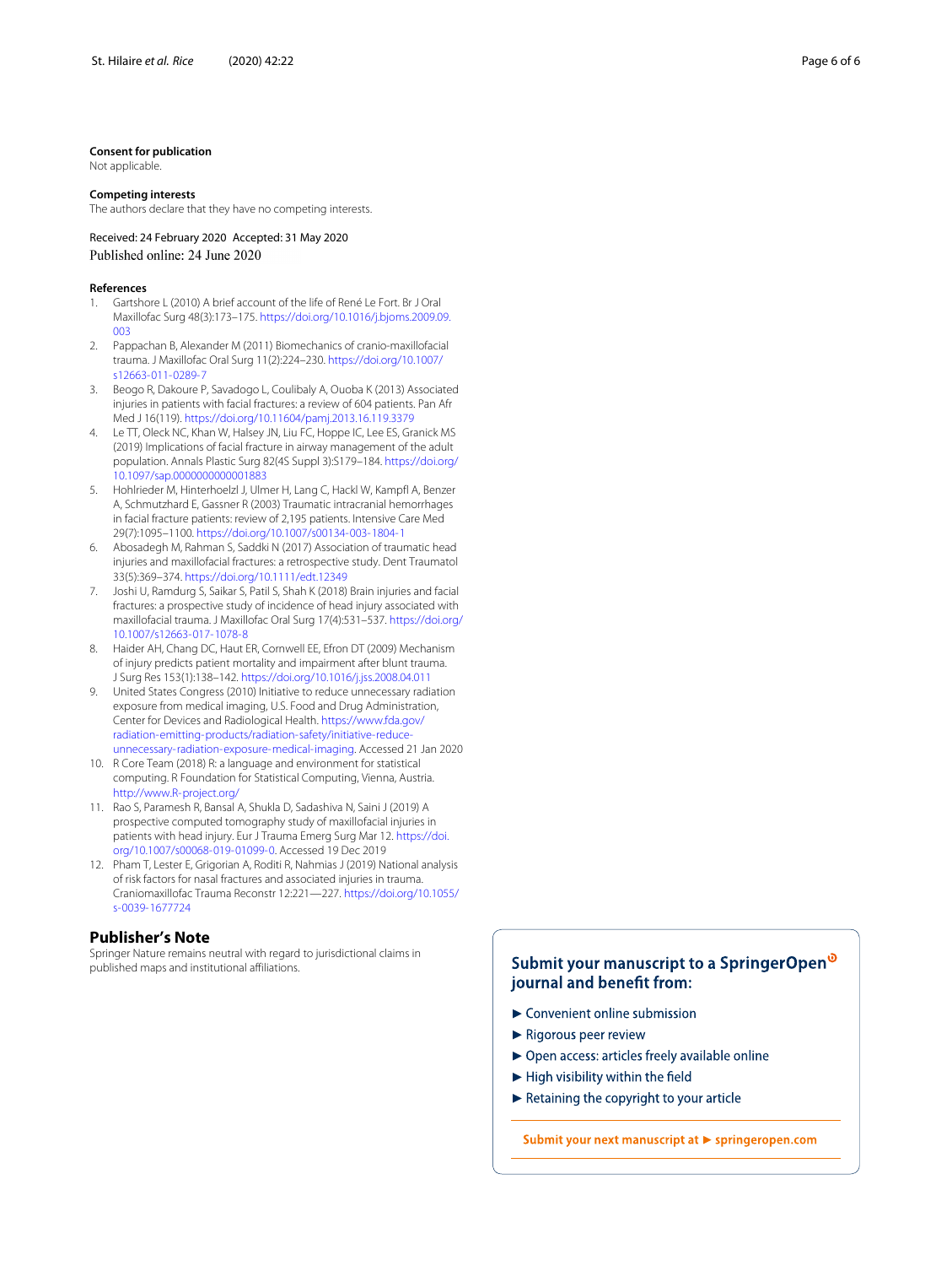**Consent for publication**

Not applicable.

**Competing interests**

The authors declare that they have no competing interests.

Received: 24 February 2020 Accepted: 31 May 2020

Published online: 24 June 2020

**References**

1. Gartshore L (2010) A brief account of the life of René Le Fort. Br J Oral Maxillofac Surg 48(3):173–175. https://doi.org/10.1016/j.bjoms.2009.09.003
2. Pappachan B, Alexander M (2011) Biomechanics of cranio-maxillofacial trauma. J Maxillofac Oral Surg 11(2):224–230. https://doi.org/10.1007/s12663-011-0289-7
3. Beogo R, Dakoure P, Savadogo L, Coulibaly A, Ouoba K (2013) Associated injuries in patients with facial fractures: a review of 604 patients. Pan Afr Med J 16(119). https://doi.org/10.11604/pamj.2013.16.119.3379
4. Le TT, Oleck NC, Khan W, Halsey JN, Liu FC, Hoppe IC, Lee ES, Granick MS (2019) Implications of facial fracture in airway management of the adult population. Annals Plastic Surg 82(4S Suppl 3):S179–184. https://doi.org/10.1097/sap.0000000000001883
5. Hohlrieder M, Hinterhoelzl J, Ulmer H, Lang C, Hackl W, Kampfl A, Benzer A, Schmutzhard E, Gassner R (2003) Traumatic intracranial hemorrhages in facial fracture patients: review of 2,195 patients. Intensive Care Med 29(7):1095–1100. https://doi.org/10.1007/s00134-003-1804-1
6. Abosadegh M, Rahman S, Saddki N (2017) Association of traumatic head injuries and maxillofacial fractures: a retrospective study. Dent Traumatol 33(5):369–374. https://doi.org/10.1111/edt.12349
7. Joshi U, Ramdurg S, Saikar S, Patil S, Shah K (2018) Brain injuries and facial fractures: a prospective study of incidence of head injury associated with maxillofacial trauma. J Maxillofac Oral Surg 17(4):531–537. https://doi.org/10.1007/s12663-017-1078-8
8. Haider AH, Chang DC, Haut ER, Cornwell EE, Efron DT (2009) Mechanism of injury predicts patient mortality and impairment after blunt trauma. J Surg Res 153(1):138–142. https://doi.org/10.1016/j.jss.2008.04.011
9. United States Congress (2010) Initiative to reduce unnecessary radiation exposure from medical imaging, U.S. Food and Drug Administration, Center for Devices and Radiological Health. https://www.fda.gov/radiation-emitting-products/radiation-safety/initiative-reduce-unnecessary-radiation-exposure-medical-imaging. Accessed 21 Jan 2020
10. R Core Team (2018) R: a language and environment for statistical computing. R Foundation for Statistical Computing, Vienna, Austria. http://www.R-project.org/
11. Rao S, Paramesh R, Bansal A, Shukla D, Sadashiva N, Saini J (2019) A prospective computed tomography study of maxillofacial injuries in patients with head injury. Eur J Trauma Emerg Surg Mar 12. https://doi.org/10.1007/s00068-019-01099-0. Accessed 19 Dec 2019
12. Pham T, Lester E, Grigorian A, Roditi R, Nahmias J (2019) National analysis of risk factors for nasal fractures and associated injuries in trauma. Craniomaxillofac Trauma Reconstr 12:221—227. https://doi.org/10.1055/s-0039-1677724

## Publisher's Note

Springer Nature remains neutral with regard to jurisdictional claims in published maps and institutional affiliations.

**Submit your manuscript to a SpringerOpen journal and benefit from:**

- ► Convenient online submission
- ► Rigorous peer review
- ► Open access: articles freely available online
- ► High visibility within the field
- ► Retaining the copyright to your article

**Submit your next manuscript at ► springeropen.com**